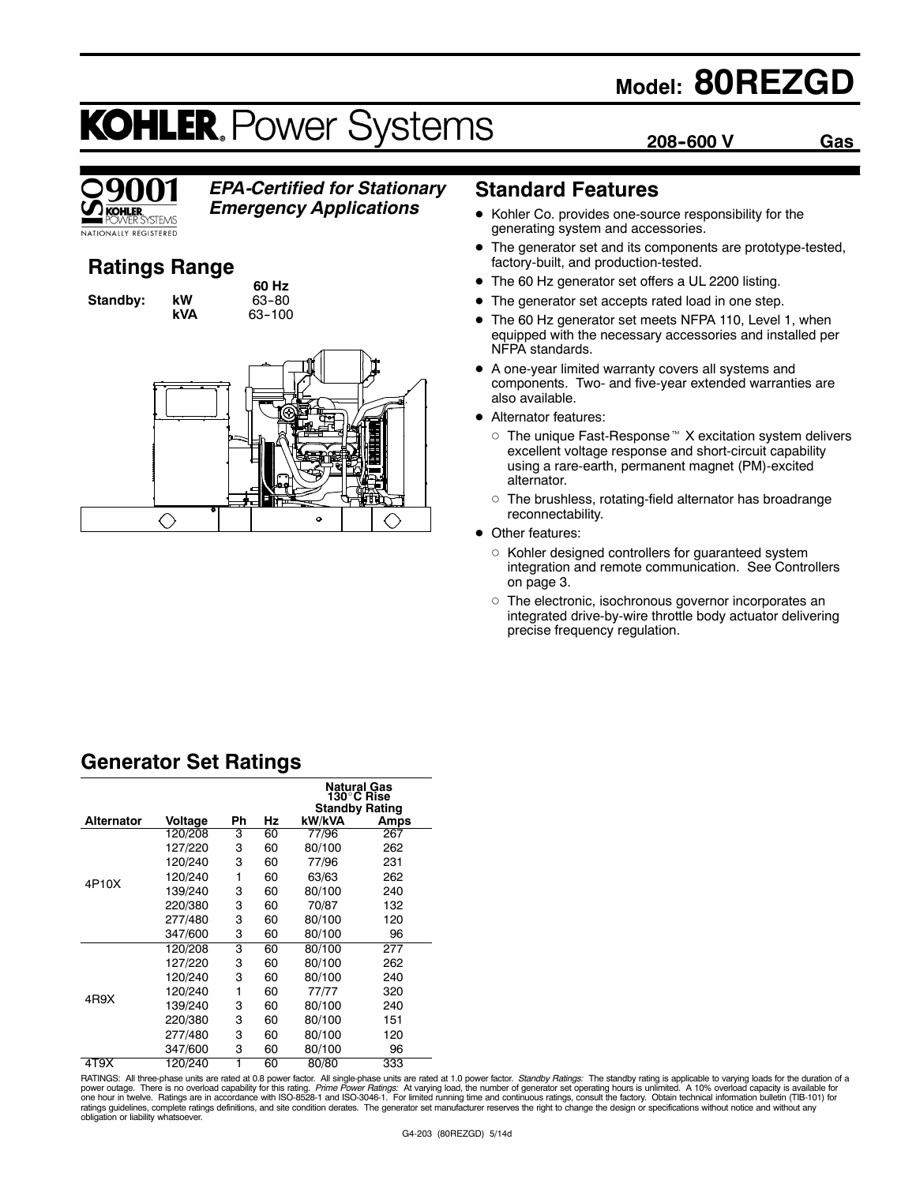# Model: 80REZGD

## KOHLER. Power Systems

**208-600 V** **Gas**

ISO 9001 KOHLER POWER SYSTEMS NATIONALLY REGISTERED

***EPA-Certified for Stationary Emergency Applications***

## Ratings Range

| | | 60 Hz |
|---|---|---|
| **Standby:** | **kW** | 63-80 |
| | **kVA** | 63-100 |

## Standard Features

- Kohler Co. provides one-source responsibility for the generating system and accessories.
- The generator set and its components are prototype-tested, factory-built, and production-tested.
- The 60 Hz generator set offers a UL 2200 listing.
- The generator set accepts rated load in one step.
- The 60 Hz generator set meets NFPA 110, Level 1, when equipped with the necessary accessories and installed per NFPA standards.
- A one-year limited warranty covers all systems and components. Two- and five-year extended warranties are also available.
- Alternator features:
  - The unique Fast-Response™ X excitation system delivers excellent voltage response and short-circuit capability using a rare-earth, permanent magnet (PM)-excited alternator.
  - The brushless, rotating-field alternator has broadrange reconnectability.
- Other features:
  - Kohler designed controllers for guaranteed system integration and remote communication. See Controllers on page 3.
  - The electronic, isochronous governor incorporates an integrated drive-by-wire throttle body actuator delivering precise frequency regulation.

## Generator Set Ratings

| | | | | Natural Gas 130°C Rise Standby Rating | |
|---|---|---|---|---|---|
| **Alternator** | **Voltage** | **Ph** | **Hz** | **kW/kVA** | **Amps** |
| 4P10X | 120/208 | 3 | 60 | 77/96 | 267 |
| | 127/220 | 3 | 60 | 80/100 | 262 |
| | 120/240 | 3 | 60 | 77/96 | 231 |
| | 120/240 | 1 | 60 | 63/63 | 262 |
| | 139/240 | 3 | 60 | 80/100 | 240 |
| | 220/380 | 3 | 60 | 70/87 | 132 |
| | 277/480 | 3 | 60 | 80/100 | 120 |
| | 347/600 | 3 | 60 | 80/100 | 96 |
| 4R9X | 120/208 | 3 | 60 | 80/100 | 277 |
| | 127/220 | 3 | 60 | 80/100 | 262 |
| | 120/240 | 3 | 60 | 80/100 | 240 |
| | 120/240 | 1 | 60 | 77/77 | 320 |
| | 139/240 | 3 | 60 | 80/100 | 240 |
| | 220/380 | 3 | 60 | 80/100 | 151 |
| | 277/480 | 3 | 60 | 80/100 | 120 |
| | 347/600 | 3 | 60 | 80/100 | 96 |
| 4T9X | 120/240 | 1 | 60 | 80/80 | 333 |

RATINGS: All three-phase units are rated at 0.8 power factor. All single-phase units are rated at 1.0 power factor. *Standby Ratings:* The standby rating is applicable to varying loads for the duration of a power outage. There is no overload capability for this rating. *Prime Power Ratings:* At varying load, the number of generator set operating hours is unlimited. A 10% overload capacity is available for one hour in twelve. Ratings are in accordance with ISO-8528-1 and ISO-3046-1. For limited running time and continuous ratings, consult the factory. Obtain technical information bulletin (TIB-101) for ratings guidelines, complete ratings definitions, and site condition derates. The generator set manufacturer reserves the right to change the design or specifications without notice and without any obligation or liability whatsoever.

G4-203 (80REZGD) 5/14d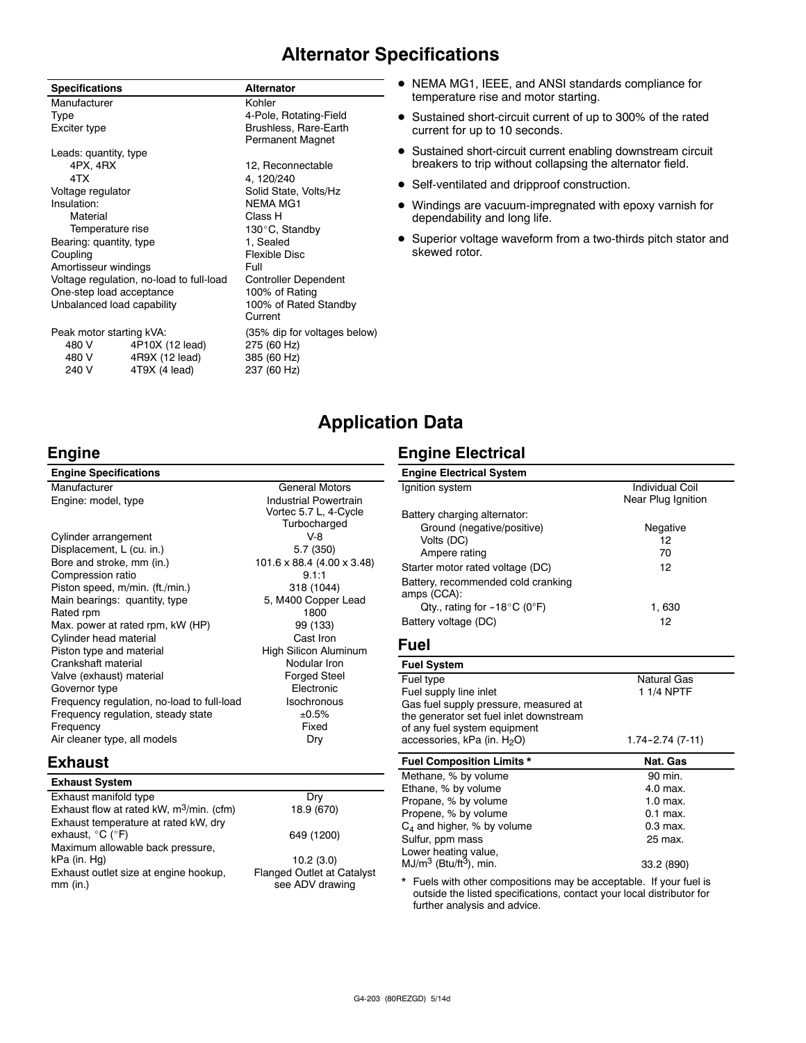# Alternator Specifications

| Specifications | | Alternator |
|---|---|---|
| Manufacturer | | Kohler |
| Type | | 4-Pole, Rotating-Field |
| Exciter type | | Brushless, Rare-Earth Permanent Magnet |
| Leads: quantity, type | | |
| 4PX, 4RX | | 12, Reconnectable |
| 4TX | | 4, 120/240 |
| Voltage regulator | | Solid State, Volts/Hz |
| Insulation: | | NEMA MG1 |
| Material | | Class H |
| Temperature rise | | 130°C, Standby |
| Bearing: quantity, type | | 1, Sealed |
| Coupling | | Flexible Disc |
| Amortisseur windings | | Full |
| Voltage regulation, no-load to full-load | | Controller Dependent |
| One-step load acceptance | | 100% of Rating |
| Unbalanced load capability | | 100% of Rated Standby Current |
| Peak motor starting kVA: | | (35% dip for voltages below) |
| 480 V | 4P10X (12 lead) | 275 (60 Hz) |
| 480 V | 4R9X (12 lead) | 385 (60 Hz) |
| 240 V | 4T9X (4 lead) | 237 (60 Hz) |

- NEMA MG1, IEEE, and ANSI standards compliance for temperature rise and motor starting.
- Sustained short-circuit current of up to 300% of the rated current for up to 10 seconds.
- Sustained short-circuit current enabling downstream circuit breakers to trip without collapsing the alternator field.
- Self-ventilated and dripproof construction.
- Windings are vacuum-impregnated with epoxy varnish for dependability and long life.
- Superior voltage waveform from a two-thirds pitch stator and skewed rotor.

# Application Data

## Engine

| Engine Specifications | |
|---|---|
| Manufacturer | General Motors |
| Engine: model, type | Industrial Powertrain Vortec 5.7 L, 4-Cycle Turbocharged |
| Cylinder arrangement | V-8 |
| Displacement, L (cu. in.) | 5.7 (350) |
| Bore and stroke, mm (in.) | 101.6 x 88.4 (4.00 x 3.48) |
| Compression ratio | 9.1:1 |
| Piston speed, m/min. (ft./min.) | 318 (1044) |
| Main bearings: quantity, type | 5, M400 Copper Lead |
| Rated rpm | 1800 |
| Max. power at rated rpm, kW (HP) | 99 (133) |
| Cylinder head material | Cast Iron |
| Piston type and material | High Silicon Aluminum |
| Crankshaft material | Nodular Iron |
| Valve (exhaust) material | Forged Steel |
| Governor type | Electronic |
| Frequency regulation, no-load to full-load | Isochronous |
| Frequency regulation, steady state | ±0.5% |
| Frequency | Fixed |
| Air cleaner type, all models | Dry |

## Exhaust

| Exhaust System | |
|---|---|
| Exhaust manifold type | Dry |
| Exhaust flow at rated kW, $m^3$/min. (cfm) | 18.9 (670) |
| Exhaust temperature at rated kW, dry exhaust, °C (°F) | 649 (1200) |
| Maximum allowable back pressure, kPa (in. Hg) | 10.2 (3.0) |
| Exhaust outlet size at engine hookup, mm (in.) | Flanged Outlet at Catalyst see ADV drawing |

## Engine Electrical

| Engine Electrical System | |
|---|---|
| Ignition system | Individual Coil Near Plug Ignition |
| Battery charging alternator: | |
| Ground (negative/positive) | Negative |
| Volts (DC) | 12 |
| Ampere rating | 70 |
| Starter motor rated voltage (DC) | 12 |
| Battery, recommended cold cranking amps (CCA): | |
| Qty., rating for -18°C (0°F) | 1, 630 |
| Battery voltage (DC) | 12 |

## Fuel

| Fuel System | |
|---|---|
| Fuel type | Natural Gas |
| Fuel supply line inlet | 1 1/4 NPTF |
| Gas fuel supply pressure, measured at the generator set fuel inlet downstream of any fuel system equipment accessories, kPa (in. $H_2O$) | 1.74-2.74 (7-11) |

| Fuel Composition Limits * | Nat. Gas |
|---|---|
| Methane, % by volume | 90 min. |
| Ethane, % by volume | 4.0 max. |
| Propane, % by volume | 1.0 max. |
| Propene, % by volume | 0.1 max. |
| $C_4$ and higher, % by volume | 0.3 max. |
| Sulfur, ppm mass | 25 max. |
| Lower heating value, MJ/$m^3$ (Btu/$ft^3$), min. | 33.2 (890) |

* Fuels with other compositions may be acceptable. If your fuel is outside the listed specifications, contact your local distributor for further analysis and advice.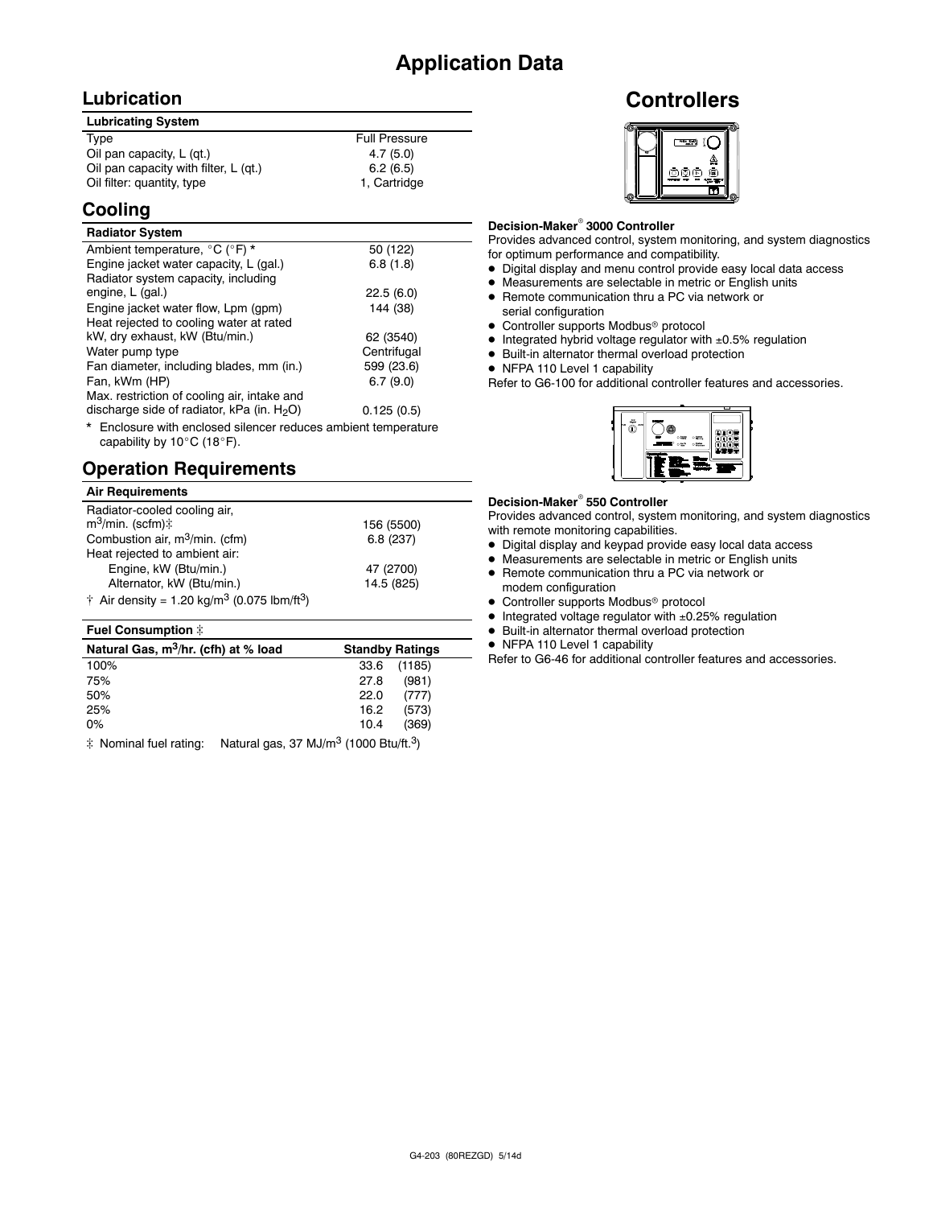# Application Data

## Lubrication

| Lubricating System | |
|---|---|
| Type | Full Pressure |
| Oil pan capacity, L (qt.) | 4.7 (5.0) |
| Oil pan capacity with filter, L (qt.) | 6.2 (6.5) |
| Oil filter: quantity, type | 1, Cartridge |

## Cooling

| Radiator System | |
|---|---|
| Ambient temperature, °C (°F) * | 50 (122) |
| Engine jacket water capacity, L (gal.) | 6.8 (1.8) |
| Radiator system capacity, including engine, L (gal.) | 22.5 (6.0) |
| Engine jacket water flow, Lpm (gpm) | 144 (38) |
| Heat rejected to cooling water at rated kW, dry exhaust, kW (Btu/min.) | 62 (3540) |
| Water pump type | Centrifugal |
| Fan diameter, including blades, mm (in.) | 599 (23.6) |
| Fan, kWm (HP) | 6.7 (9.0) |
| Max. restriction of cooling air, intake and discharge side of radiator, kPa (in. $H_2O$) | 0.125 (0.5) |

* Enclosure with enclosed silencer reduces ambient temperature capability by 10°C (18°F).

## Operation Requirements

| Air Requirements | |
|---|---|
| Radiator-cooled cooling air, $m^3$/min. (scfm)‡ | 156 (5500) |
| Combustion air, $m^3$/min. (cfm) | 6.8 (237) |
| Heat rejected to ambient air: | |
| Engine, kW (Btu/min.) | 47 (2700) |
| Alternator, kW (Btu/min.) | 14.5 (825) |

† Air density = 1.20 kg/$m^3$ (0.075 lbm/$ft^3$)

**Fuel Consumption ‡**

| Natural Gas, $m^3$/hr. (cfh) at % load | Standby Ratings |
|---|---|
| 100% | 33.6 (1185) |
| 75% | 27.8 (981) |
| 50% | 22.0 (777) |
| 25% | 16.2 (573) |
| 0% | 10.4 (369) |

‡ Nominal fuel rating: Natural gas, 37 MJ/$m^3$ (1000 Btu/ft.$^3$)

# Controllers

**Decision-Maker® 3000 Controller**

Provides advanced control, system monitoring, and system diagnostics for optimum performance and compatibility.

- Digital display and menu control provide easy local data access
- Measurements are selectable in metric or English units
- Remote communication thru a PC via network or serial configuration
- Controller supports Modbus® protocol
- Integrated hybrid voltage regulator with ±0.5% regulation
- Built-in alternator thermal overload protection
- NFPA 110 Level 1 capability

Refer to G6-100 for additional controller features and accessories.

**Decision-Maker® 550 Controller**

Provides advanced control, system monitoring, and system diagnostics with remote monitoring capabilities.

- Digital display and keypad provide easy local data access
- Measurements are selectable in metric or English units
- Remote communication thru a PC via network or modem configuration
- Controller supports Modbus® protocol
- Integrated voltage regulator with ±0.25% regulation
- Built-in alternator thermal overload protection
- NFPA 110 Level 1 capability

Refer to G6-46 for additional controller features and accessories.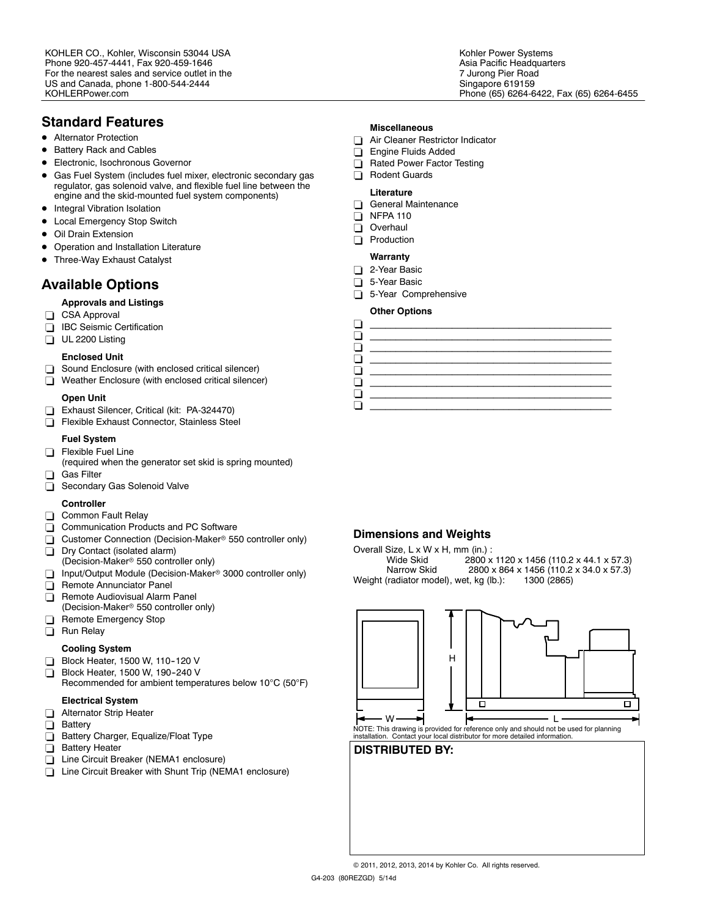KOHLER CO., Kohler, Wisconsin 53044 USA
Phone 920-457-4441, Fax 920-459-1646
For the nearest sales and service outlet in the US and Canada, phone 1-800-544-2444
KOHLERPower.com

Kohler Power Systems
Asia Pacific Headquarters
7 Jurong Pier Road
Singapore 619159
Phone (65) 6264-6422, Fax (65) 6264-6455

## Standard Features

- Alternator Protection
- Battery Rack and Cables
- Electronic, Isochronous Governor
- Gas Fuel System (includes fuel mixer, electronic secondary gas regulator, gas solenoid valve, and flexible fuel line between the engine and the skid-mounted fuel system components)
- Integral Vibration Isolation
- Local Emergency Stop Switch
- Oil Drain Extension
- Operation and Installation Literature
- Three-Way Exhaust Catalyst

## Available Options

**Approvals and Listings**

- ❑ CSA Approval
- ❑ IBC Seismic Certification
- ❑ UL 2200 Listing

**Enclosed Unit**

- ❑ Sound Enclosure (with enclosed critical silencer)
- ❑ Weather Enclosure (with enclosed critical silencer)

**Open Unit**

- ❑ Exhaust Silencer, Critical (kit: PA-324470)
- ❑ Flexible Exhaust Connector, Stainless Steel

**Fuel System**

- ❑ Flexible Fuel Line (required when the generator set skid is spring mounted)
- ❑ Gas Filter
- ❑ Secondary Gas Solenoid Valve

**Controller**

- ❑ Common Fault Relay
- ❑ Communication Products and PC Software
- ❑ Customer Connection (Decision-Maker® 550 controller only)
- ❑ Dry Contact (isolated alarm) (Decision-Maker® 550 controller only)
- ❑ Input/Output Module (Decision-Maker® 3000 controller only)
- ❑ Remote Annunciator Panel
- ❑ Remote Audiovisual Alarm Panel (Decision-Maker® 550 controller only)
- ❑ Remote Emergency Stop
- ❑ Run Relay

**Cooling System**

- ❑ Block Heater, 1500 W, 110-120 V
- ❑ Block Heater, 1500 W, 190-240 V
  Recommended for ambient temperatures below 10°C (50°F)

**Electrical System**

- ❑ Alternator Strip Heater
- ❑ Battery
- ❑ Battery Charger, Equalize/Float Type
- ❑ Battery Heater
- ❑ Line Circuit Breaker (NEMA1 enclosure)
- ❑ Line Circuit Breaker with Shunt Trip (NEMA1 enclosure)

**Miscellaneous**

- ❑ Air Cleaner Restrictor Indicator
- ❑ Engine Fluids Added
- ❑ Rated Power Factor Testing
- ❑ Rodent Guards

**Literature**

- ❑ General Maintenance
- ❑ NFPA 110
- ❑ Overhaul
- ❑ Production

**Warranty**

- ❑ 2-Year Basic
- ❑ 5-Year Basic
- ❑ 5-Year Comprehensive

**Other Options**

- ❑ ________________________________________
- ❑ ________________________________________
- ❑ ________________________________________
- ❑ ________________________________________
- ❑ ________________________________________
- ❑ ________________________________________
- ❑ ________________________________________
- ❑ ________________________________________

## Dimensions and Weights

Overall Size, L x W x H, mm (in.) :

| | |
|---|---|
| Wide Skid | 2800 x 1120 x 1456 (110.2 x 44.1 x 57.3) |
| Narrow Skid | 2800 x 864 x 1456 (110.2 x 34.0 x 57.3) |

Weight (radiator model), wet, kg (lb.): 1300 (2865)

H

W

L

NOTE: This drawing is provided for reference only and should not be used for planning installation. Contact your local distributor for more detailed information.

**DISTRIBUTED BY:**

© 2011, 2012, 2013, 2014 by Kohler Co. All rights reserved.

G4-203 (80REZGD) 5/14d